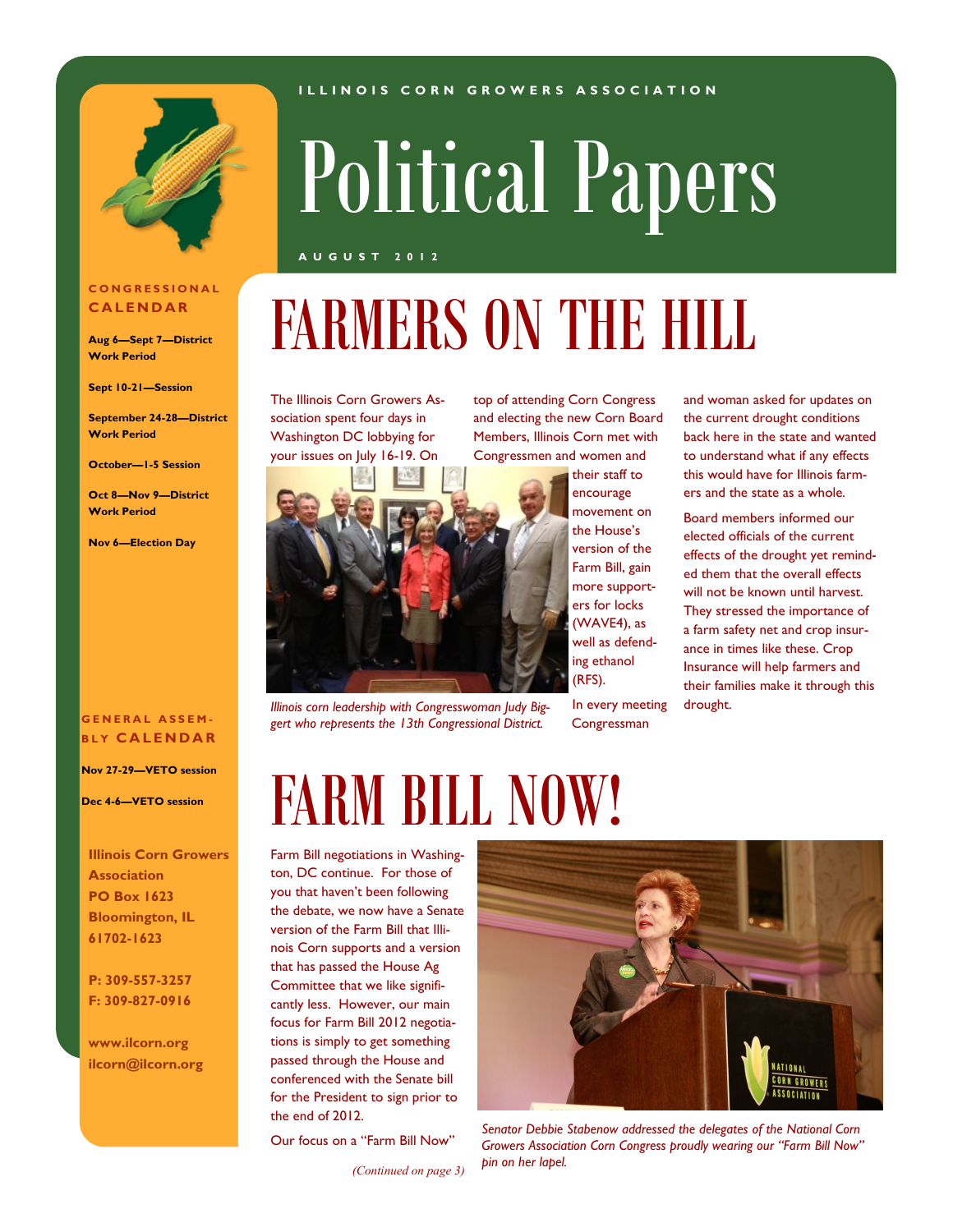ILLINOIS CORN GROWERS ASSOCIATION

# Political Papers

AUGUST 2012

## CONGRESSIONAL CALENDAR

**Aug 6—Sept 7—District Work Period**

**Sept 10-21—Session**

**September 24-28—District Work Period**

**October—1-5 Session**

**Oct 8—Nov 9—District Work Period**

**Nov 6—Election Day**

## GENERAL ASSEMBLY CALENDAR

**Nov 27-29—VETO session**

**Dec 4-6—VETO session**

**Illinois Corn Growers Association**
**PO Box 1623**
**Bloomington, IL 61702-1623**

**P: 309-557-3257**
**F: 309-827-0916**

**www.ilcorn.org**
**ilcorn@ilcorn.org**

# FARMERS ON THE HILL

The Illinois Corn Growers Association spent four days in Washington DC lobbying for your issues on July 16-19. On top of attending Corn Congress and electing the new Corn Board Members, Illinois Corn met with Congressmen and women and their staff to encourage movement on the House's version of the Farm Bill, gain more supporters for locks (WAVE4), as well as defending ethanol (RFS).

*Illinois corn leadership with Congresswoman Judy Biggert who represents the 13th Congressional District.*

In every meeting Congressman and woman asked for updates on the current drought conditions back here in the state and wanted to understand what if any effects this would have for Illinois farmers and the state as a whole.

Board members informed our elected officials of the current effects of the drought yet reminded them that the overall effects will not be known until harvest. They stressed the importance of a farm safety net and crop insurance in times like these. Crop Insurance will help farmers and their families make it through this drought.

# FARM BILL NOW!

Farm Bill negotiations in Washington, DC continue. For those of you that haven't been following the debate, we now have a Senate version of the Farm Bill that Illinois Corn supports and a version that has passed the House Ag Committee that we like significantly less. However, our main focus for Farm Bill 2012 negotiations is simply to get something passed through the House and conferenced with the Senate bill for the President to sign prior to the end of 2012.

Our focus on a "Farm Bill Now"

*(Continued on page 3)*

*Senator Debbie Stabenow addressed the delegates of the National Corn Growers Association Corn Congress proudly wearing our "Farm Bill Now" pin on her lapel.*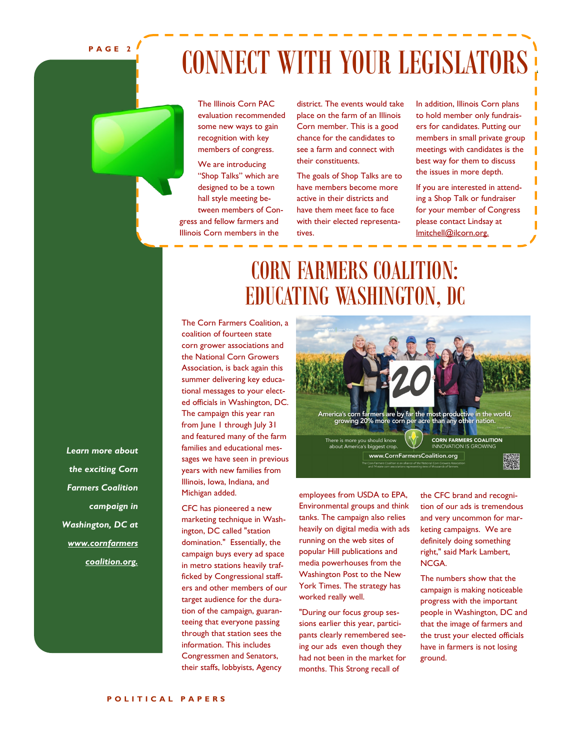# CONNECT WITH YOUR LEGISLATORS

The Illinois Corn PAC evaluation recommended some new ways to gain recognition with key members of congress.

We are introducing "Shop Talks" which are designed to be a town hall style meeting between members of Congress and fellow farmers and Illinois Corn members in the district. The events would take place on the farm of an Illinois Corn member. This is a good chance for the candidates to see a farm and connect with their constituents.

The goals of Shop Talks are to have members become more active in their districts and have them meet face to face with their elected representatives.

In addition, Illinois Corn plans to hold member only fundraisers for candidates. Putting our members in small private group meetings with candidates is the best way for them to discuss the issues in more depth.

If you are interested in attending a Shop Talk or fundraiser for your member of Congress please contact Lindsay at lmitchell@ilcorn.org.

# CORN FARMERS COALITION: EDUCATING WASHINGTON, DC

*Learn more about the exciting Corn Farmers Coalition campaign in Washington, DC at [www.cornfarmerscoalition.org.](http://www.cornfarmerscoalition.org)*

The Corn Farmers Coalition, a coalition of fourteen state corn grower associations and the National Corn Growers Association, is back again this summer delivering key educational messages to your elected officials in Washington, DC. The campaign this year ran from June 1 through July 31 and featured many of the farm families and educational messages we have seen in previous years with new families from Illinois, Iowa, Indiana, and Michigan added.

CFC has pioneered a new marketing technique in Washington, DC called "station domination." Essentially, the campaign buys every ad space in metro stations heavily trafficked by Congressional staffers and other members of our target audience for the duration of the campaign, guaranteeing that everyone passing through that station sees the information. This includes Congressmen and Senators, their staffs, lobbyists, Agency employees from USDA to EPA, Environmental groups and think tanks. The campaign also relies heavily on digital media with ads running on the web sites of popular Hill publications and media powerhouses from the Washington Post to the New York Times. The strategy has worked really well.

"During our focus group sessions earlier this year, participants clearly remembered seeing our ads even though they had not been in the market for months. This Strong recall of the CFC brand and recognition of our ads is tremendous and very uncommon for marketing campaigns. We are definitely doing something right," said Mark Lambert, NCGA.

The numbers show that the campaign is making noticeable progress with the important people in Washington, DC and that the image of farmers and the trust your elected officials have in farmers is not losing ground.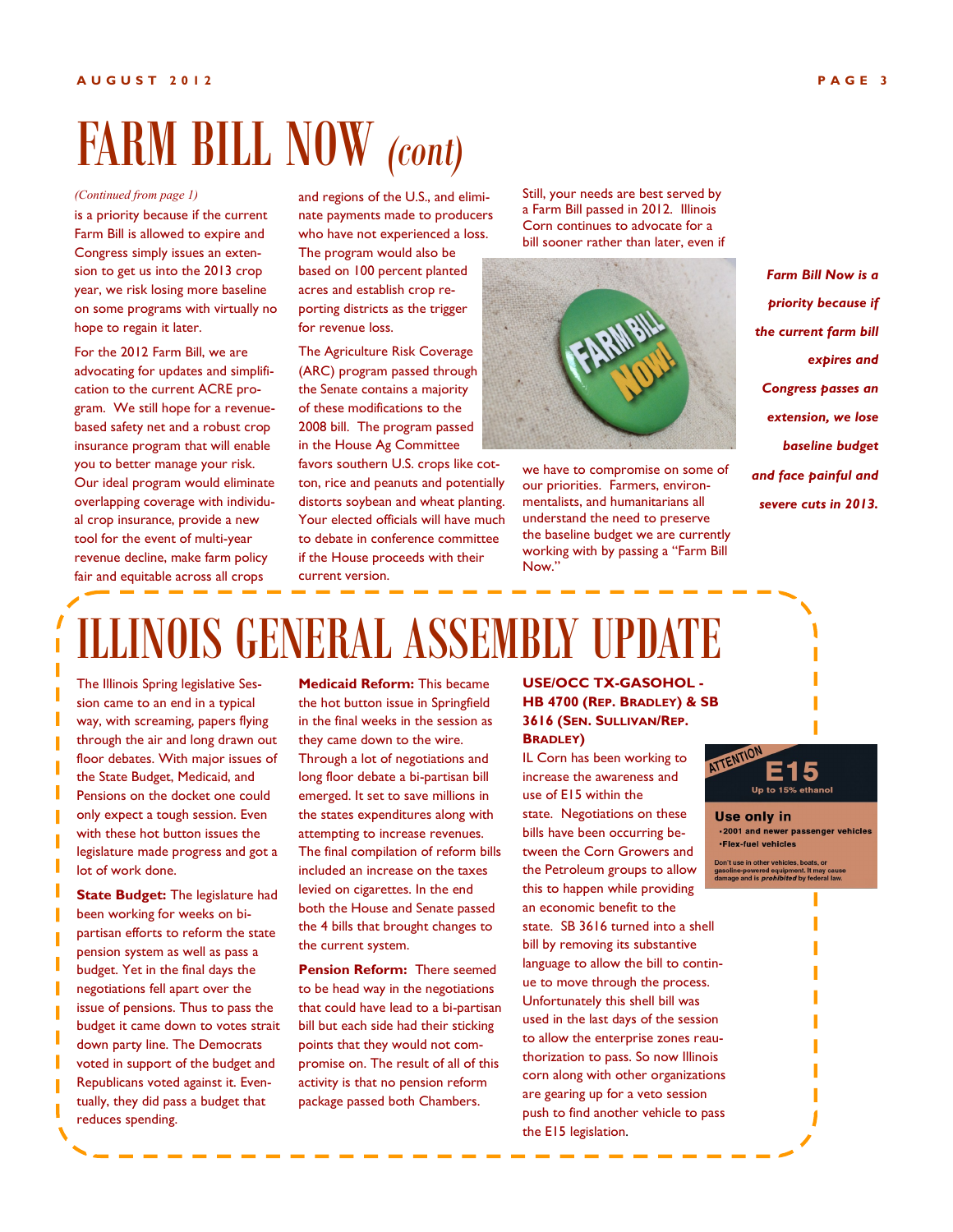# FARM BILL NOW *(cont)*

*(Continued from page 1)*

is a priority because if the current Farm Bill is allowed to expire and Congress simply issues an extension to get us into the 2013 crop year, we risk losing more baseline on some programs with virtually no hope to regain it later.

For the 2012 Farm Bill, we are advocating for updates and simplification to the current ACRE program. We still hope for a revenue-based safety net and a robust crop insurance program that will enable you to better manage your risk. Our ideal program would eliminate overlapping coverage with individual crop insurance, provide a new tool for the event of multi-year revenue decline, make farm policy fair and equitable across all crops and regions of the U.S., and eliminate payments made to producers who have not experienced a loss. The program would also be based on 100 percent planted acres and establish crop reporting districts as the trigger for revenue loss.

The Agriculture Risk Coverage (ARC) program passed through the Senate contains a majority of these modifications to the 2008 bill. The program passed in the House Ag Committee favors southern U.S. crops like cotton, rice and peanuts and potentially distorts soybean and wheat planting. Your elected officials will have much to debate in conference committee if the House proceeds with their current version.

Still, your needs are best served by a Farm Bill passed in 2012. Illinois Corn continues to advocate for a bill sooner rather than later, even if we have to compromise on some of our priorities. Farmers, environmentalists, and humanitarians all understand the need to preserve the baseline budget we are currently working with by passing a "Farm Bill Now."

***Farm Bill Now is a priority because if the current farm bill expires and Congress passes an extension, we lose baseline budget and face painful and severe cuts in 2013.***

# ILLINOIS GENERAL ASSEMBLY UPDATE

The Illinois Spring legislative Session came to an end in a typical way, with screaming, papers flying through the air and long drawn out floor debates. With major issues of the State Budget, Medicaid, and Pensions on the docket one could only expect a tough session. Even with these hot button issues the legislature made progress and got a lot of work done.

**State Budget:** The legislature had been working for weeks on bi-partisan efforts to reform the state pension system as well as pass a budget. Yet in the final days the negotiations fell apart over the issue of pensions. Thus to pass the budget it came down to votes strait down party line. The Democrats voted in support of the budget and Republicans voted against it. Eventually, they did pass a budget that reduces spending.

**Medicaid Reform:** This became the hot button issue in Springfield in the final weeks in the session as they came down to the wire. Through a lot of negotiations and long floor debate a bi-partisan bill emerged. It set to save millions in the states expenditures along with attempting to increase revenues. The final compilation of reform bills included an increase on the taxes levied on cigarettes. In the end both the House and Senate passed the 4 bills that brought changes to the current system.

**Pension Reform:** There seemed to be head way in the negotiations that could have lead to a bi-partisan bill but each side had their sticking points that they would not compromise on. The result of all of this activity is that no pension reform package passed both Chambers.

**USE/OCC TX-GASOHOL - HB 4700 (REP. BRADLEY) & SB 3616 (SEN. SULLIVAN/REP. BRADLEY)**

IL Corn has been working to increase the awareness and use of E15 within the state. Negotiations on these bills have been occurring between the Corn Growers and the Petroleum groups to allow this to happen while providing an economic benefit to the state. SB 3616 turned into a shell bill by removing its substantive language to allow the bill to continue to move through the process. Unfortunately this shell bill was used in the last days of the session to allow the enterprise zones reauthorization to pass. So now Illinois corn along with other organizations are gearing up for a veto session push to find another vehicle to pass the E15 legislation.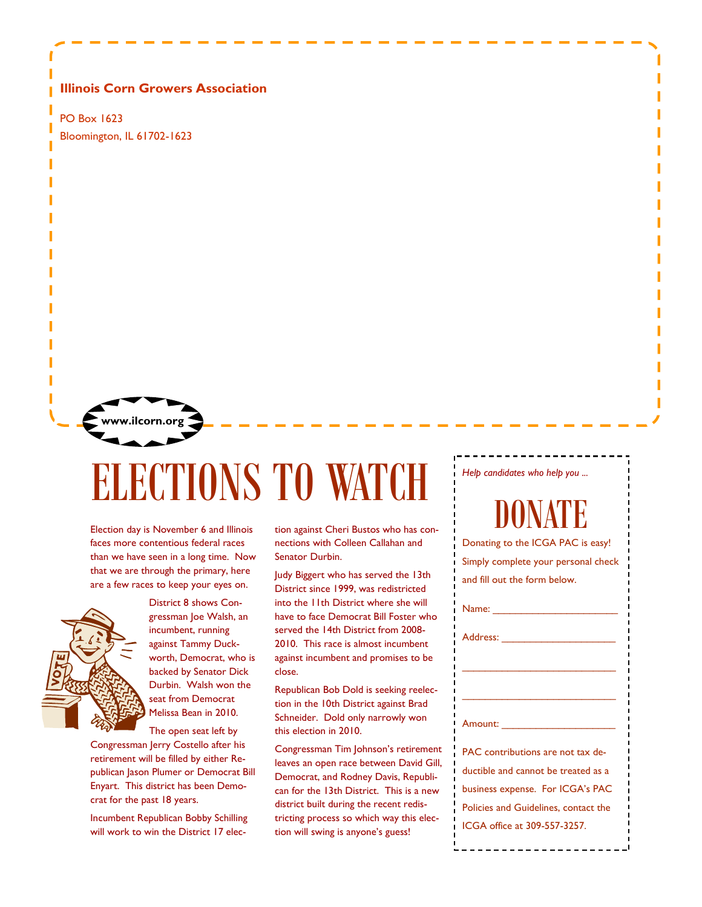**Illinois Corn Growers Association**

PO Box 1623
Bloomington, IL 61702-1623

www.ilcorn.org

# ELECTIONS TO WATCH

Election day is November 6 and Illinois faces more contentious federal races than we have seen in a long time. Now that we are through the primary, here are a few races to keep your eyes on.

District 8 shows Congressman Joe Walsh, an incumbent, running against Tammy Duckworth, Democrat, who is backed by Senator Dick Durbin. Walsh won the seat from Democrat Melissa Bean in 2010.

The open seat left by Congressman Jerry Costello after his retirement will be filled by either Republican Jason Plumer or Democrat Bill Enyart. This district has been Democrat for the past 18 years.

Incumbent Republican Bobby Schilling will work to win the District 17 election against Cheri Bustos who has connections with Colleen Callahan and Senator Durbin.

Judy Biggert who has served the 13th District since 1999, was redistricted into the 11th District where she will have to face Democrat Bill Foster who served the 14th District from 2008-2010. This race is almost incumbent against incumbent and promises to be close.

Republican Bob Dold is seeking reelection in the 10th District against Brad Schneider. Dold only narrowly won this election in 2010.

Congressman Tim Johnson's retirement leaves an open race between David Gill, Democrat, and Rodney Davis, Republican for the 13th District. This is a new district built during the recent redistricting process so which way this election will swing is anyone's guess!

*Help candidates who help you ...*

## DONATE

Donating to the ICGA PAC is easy! Simply complete your personal check and fill out the form below.

Name: ______________________

Address: ____________________

___________________________

___________________________

Amount: ____________________

PAC contributions are not tax deductible and cannot be treated as a business expense. For ICGA's PAC Policies and Guidelines, contact the ICGA office at 309-557-3257.